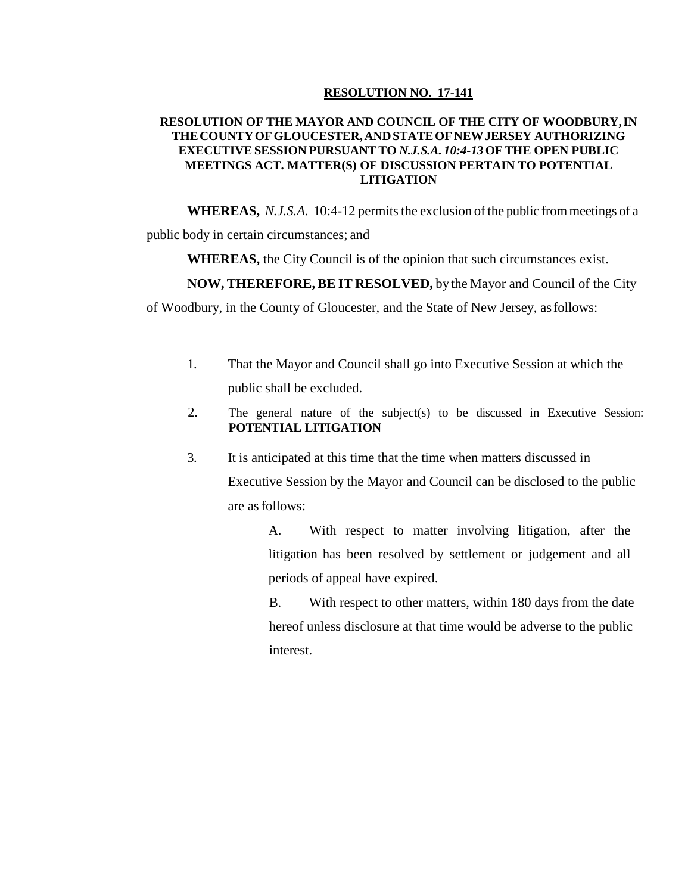**RESOLUTION NO. 17-141**

**RESOLUTION OF THE MAYOR AND COUNCIL OF THE CITY OF WOODBURY, IN THE COUNTY OF GLOUCESTER, AND STATE OF NEW JERSEY AUTHORIZING EXECUTIVE SESSION PURSUANT TO *N.J.S.A. 10:4-13* OF THE OPEN PUBLIC MEETINGS ACT. MATTER(S) OF DISCUSSION PERTAIN TO POTENTIAL LITIGATION**

**WHEREAS,** *N.J.S.A.* 10:4-12 permits the exclusion of the public from meetings of a public body in certain circumstances; and

**WHEREAS,** the City Council is of the opinion that such circumstances exist.

**NOW, THEREFORE, BE IT RESOLVED,** by the Mayor and Council of the City of Woodbury, in the County of Gloucester, and the State of New Jersey, as follows:

1. That the Mayor and Council shall go into Executive Session at which the public shall be excluded.
2. The general nature of the subject(s) to be discussed in Executive Session: **POTENTIAL LITIGATION**
3. It is anticipated at this time that the time when matters discussed in Executive Session by the Mayor and Council can be disclosed to the public are as follows:

   A. With respect to matter involving litigation, after the litigation has been resolved by settlement or judgement and all periods of appeal have expired.

   B. With respect to other matters, within 180 days from the date hereof unless disclosure at that time would be adverse to the public interest.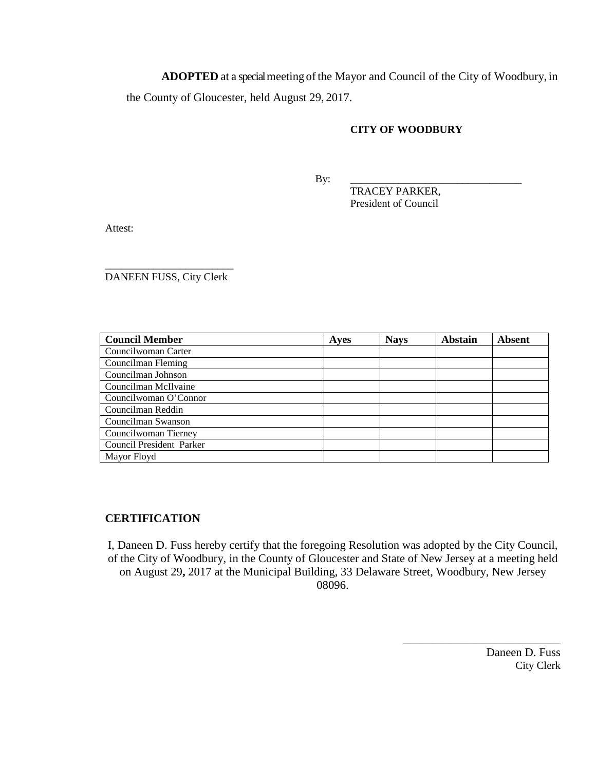**ADOPTED** at a special meeting of the Mayor and Council of the City of Woodbury, in the County of Gloucester, held August 29, 2017.

**CITY OF WOODBURY**

By: ________________________________
TRACEY PARKER,
President of Council

Attest:

________________________
DANEEN FUSS, City Clerk

| Council Member | Ayes | Nays | Abstain | Absent |
|---|---|---|---|---|
| Councilwoman Carter | | | | |
| Councilman Fleming | | | | |
| Councilman Johnson | | | | |
| Councilman McIlvaine | | | | |
| Councilwoman O'Connor | | | | |
| Councilman Reddin | | | | |
| Councilman Swanson | | | | |
| Councilwoman Tierney | | | | |
| Council President Parker | | | | |
| Mayor Floyd | | | | |

## CERTIFICATION

I, Daneen D. Fuss hereby certify that the foregoing Resolution was adopted by the City Council, of the City of Woodbury, in the County of Gloucester and State of New Jersey at a meeting held on August 29**,** 2017 at the Municipal Building, 33 Delaware Street, Woodbury, New Jersey 08096.

___________________________
Daneen D. Fuss
City Clerk